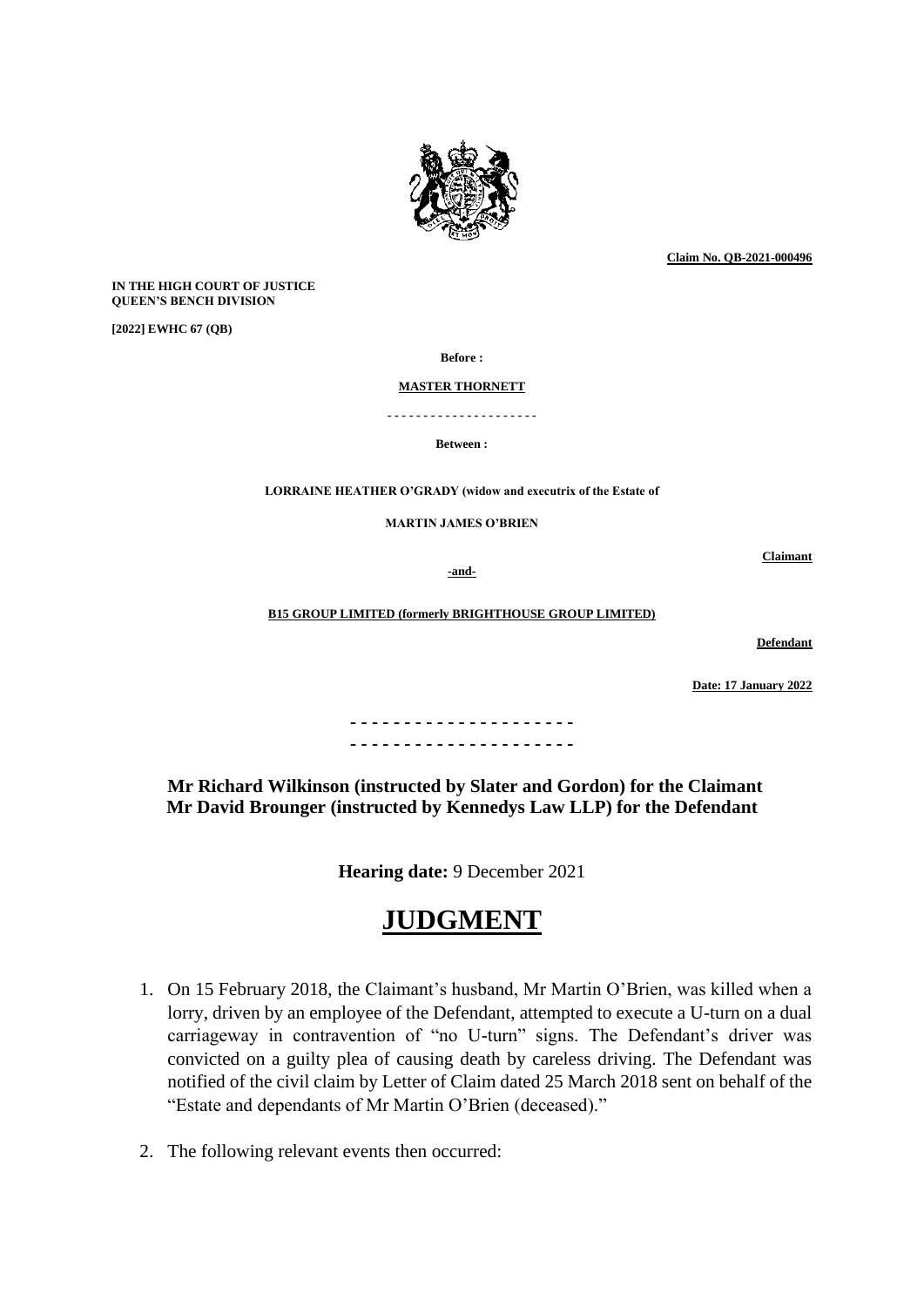**Claim No. QB-2021-000496**

**IN THE HIGH COURT OF JUSTICE**
**QUEEN'S BENCH DIVISION**

**[2022] EWHC 67 (QB)**

**Before :**

**MASTER THORNETT**

- - - - - - - - - - - - - - - - - - - -

**Between :**

**LORRAINE HEATHER O'GRADY (widow and executrix of the Estate of**

**MARTIN JAMES O'BRIEN**

**Claimant**

**-and-**

**B15 GROUP LIMITED (formerly BRIGHTHOUSE GROUP LIMITED)**

**Defendant**

**Date: 17 January 2022**

- - - - - - - - - - - - - - - - - - - -
- - - - - - - - - - - - - - - - - - - -

**Mr Richard Wilkinson (instructed by Slater and Gordon) for the Claimant**
**Mr David Brounger (instructed by Kennedys Law LLP) for the Defendant**

**Hearing date:** 9 December 2021

# JUDGMENT

1. On 15 February 2018, the Claimant's husband, Mr Martin O'Brien, was killed when a lorry, driven by an employee of the Defendant, attempted to execute a U-turn on a dual carriageway in contravention of "no U-turn" signs. The Defendant's driver was convicted on a guilty plea of causing death by careless driving. The Defendant was notified of the civil claim by Letter of Claim dated 25 March 2018 sent on behalf of the "Estate and dependants of Mr Martin O'Brien (deceased)."

2. The following relevant events then occurred: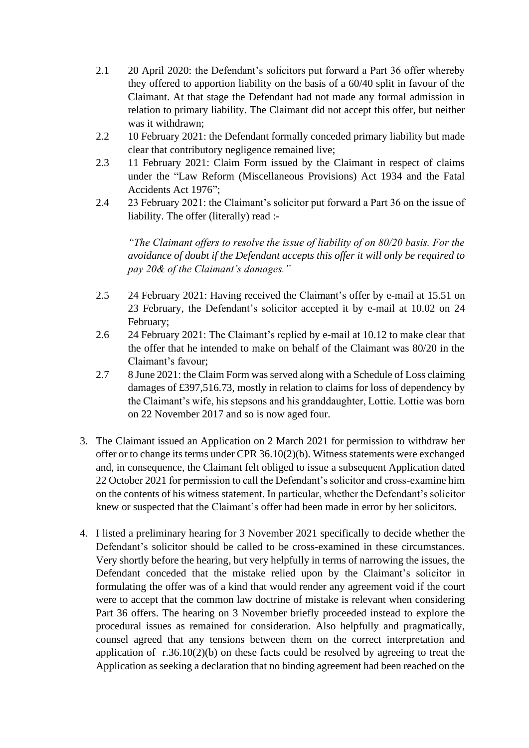2.1 20 April 2020: the Defendant's solicitors put forward a Part 36 offer whereby they offered to apportion liability on the basis of a 60/40 split in favour of the Claimant. At that stage the Defendant had not made any formal admission in relation to primary liability. The Claimant did not accept this offer, but neither was it withdrawn;

2.2 10 February 2021: the Defendant formally conceded primary liability but made clear that contributory negligence remained live;

2.3 11 February 2021: Claim Form issued by the Claimant in respect of claims under the "Law Reform (Miscellaneous Provisions) Act 1934 and the Fatal Accidents Act 1976";

2.4 23 February 2021: the Claimant's solicitor put forward a Part 36 on the issue of liability. The offer (literally) read :-

> *"The Claimant offers to resolve the issue of liability of on 80/20 basis. For the avoidance of doubt if the Defendant accepts this offer it will only be required to pay 20& of the Claimant's damages."*

2.5 24 February 2021: Having received the Claimant's offer by e-mail at 15.51 on 23 February, the Defendant's solicitor accepted it by e-mail at 10.02 on 24 February;

2.6 24 February 2021: The Claimant's replied by e-mail at 10.12 to make clear that the offer that he intended to make on behalf of the Claimant was 80/20 in the Claimant's favour;

2.7 8 June 2021: the Claim Form was served along with a Schedule of Loss claiming damages of £397,516.73, mostly in relation to claims for loss of dependency by the Claimant's wife, his stepsons and his granddaughter, Lottie. Lottie was born on 22 November 2017 and so is now aged four.

3. The Claimant issued an Application on 2 March 2021 for permission to withdraw her offer or to change its terms under CPR 36.10(2)(b). Witness statements were exchanged and, in consequence, the Claimant felt obliged to issue a subsequent Application dated 22 October 2021 for permission to call the Defendant's solicitor and cross-examine him on the contents of his witness statement. In particular, whether the Defendant's solicitor knew or suspected that the Claimant's offer had been made in error by her solicitors.

4. I listed a preliminary hearing for 3 November 2021 specifically to decide whether the Defendant's solicitor should be called to be cross-examined in these circumstances. Very shortly before the hearing, but very helpfully in terms of narrowing the issues, the Defendant conceded that the mistake relied upon by the Claimant's solicitor in formulating the offer was of a kind that would render any agreement void if the court were to accept that the common law doctrine of mistake is relevant when considering Part 36 offers. The hearing on 3 November briefly proceeded instead to explore the procedural issues as remained for consideration. Also helpfully and pragmatically, counsel agreed that any tensions between them on the correct interpretation and application of r.36.10(2)(b) on these facts could be resolved by agreeing to treat the Application as seeking a declaration that no binding agreement had been reached on the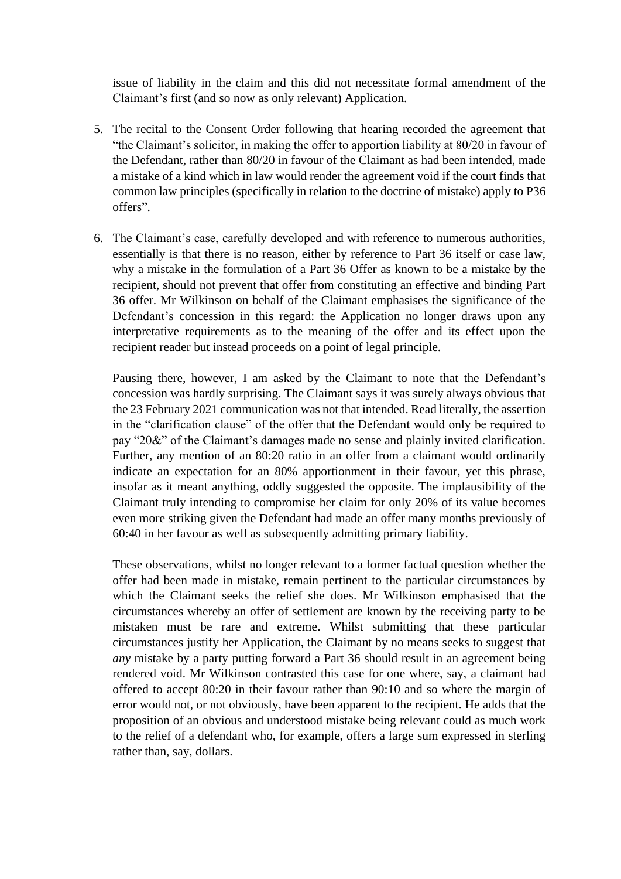issue of liability in the claim and this did not necessitate formal amendment of the Claimant's first (and so now as only relevant) Application.

5. The recital to the Consent Order following that hearing recorded the agreement that "the Claimant's solicitor, in making the offer to apportion liability at 80/20 in favour of the Defendant, rather than 80/20 in favour of the Claimant as had been intended, made a mistake of a kind which in law would render the agreement void if the court finds that common law principles (specifically in relation to the doctrine of mistake) apply to P36 offers".

6. The Claimant's case, carefully developed and with reference to numerous authorities, essentially is that there is no reason, either by reference to Part 36 itself or case law, why a mistake in the formulation of a Part 36 Offer as known to be a mistake by the recipient, should not prevent that offer from constituting an effective and binding Part 36 offer. Mr Wilkinson on behalf of the Claimant emphasises the significance of the Defendant's concession in this regard: the Application no longer draws upon any interpretative requirements as to the meaning of the offer and its effect upon the recipient reader but instead proceeds on a point of legal principle.

   Pausing there, however, I am asked by the Claimant to note that the Defendant's concession was hardly surprising. The Claimant says it was surely always obvious that the 23 February 2021 communication was not that intended. Read literally, the assertion in the "clarification clause" of the offer that the Defendant would only be required to pay "20&" of the Claimant's damages made no sense and plainly invited clarification. Further, any mention of an 80:20 ratio in an offer from a claimant would ordinarily indicate an expectation for an 80% apportionment in their favour, yet this phrase, insofar as it meant anything, oddly suggested the opposite. The implausibility of the Claimant truly intending to compromise her claim for only 20% of its value becomes even more striking given the Defendant had made an offer many months previously of 60:40 in her favour as well as subsequently admitting primary liability.

   These observations, whilst no longer relevant to a former factual question whether the offer had been made in mistake, remain pertinent to the particular circumstances by which the Claimant seeks the relief she does. Mr Wilkinson emphasised that the circumstances whereby an offer of settlement are known by the receiving party to be mistaken must be rare and extreme. Whilst submitting that these particular circumstances justify her Application, the Claimant by no means seeks to suggest that *any* mistake by a party putting forward a Part 36 should result in an agreement being rendered void. Mr Wilkinson contrasted this case for one where, say, a claimant had offered to accept 80:20 in their favour rather than 90:10 and so where the margin of error would not, or not obviously, have been apparent to the recipient. He adds that the proposition of an obvious and understood mistake being relevant could as much work to the relief of a defendant who, for example, offers a large sum expressed in sterling rather than, say, dollars.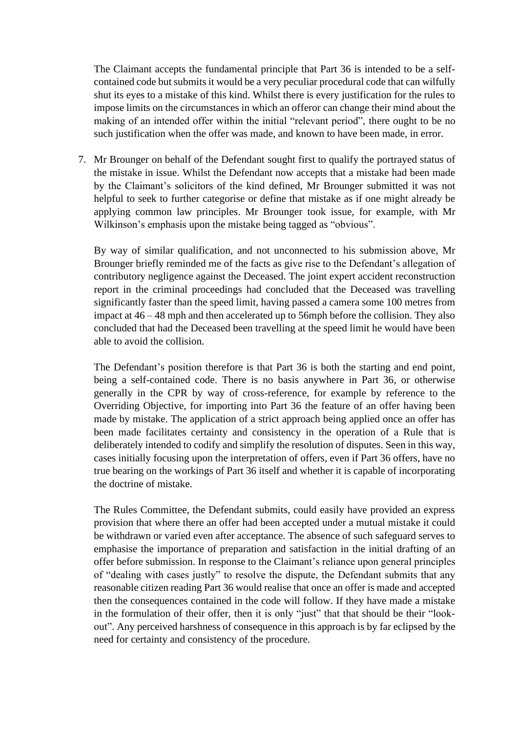The Claimant accepts the fundamental principle that Part 36 is intended to be a self-contained code but submits it would be a very peculiar procedural code that can wilfully shut its eyes to a mistake of this kind. Whilst there is every justification for the rules to impose limits on the circumstances in which an offeror can change their mind about the making of an intended offer within the initial "relevant period", there ought to be no such justification when the offer was made, and known to have been made, in error.

7. Mr Brounger on behalf of the Defendant sought first to qualify the portrayed status of the mistake in issue. Whilst the Defendant now accepts that a mistake had been made by the Claimant's solicitors of the kind defined, Mr Brounger submitted it was not helpful to seek to further categorise or define that mistake as if one might already be applying common law principles. Mr Brounger took issue, for example, with Mr Wilkinson's emphasis upon the mistake being tagged as "obvious".

   By way of similar qualification, and not unconnected to his submission above, Mr Brounger briefly reminded me of the facts as give rise to the Defendant's allegation of contributory negligence against the Deceased. The joint expert accident reconstruction report in the criminal proceedings had concluded that the Deceased was travelling significantly faster than the speed limit, having passed a camera some 100 metres from impact at 46 – 48 mph and then accelerated up to 56mph before the collision. They also concluded that had the Deceased been travelling at the speed limit he would have been able to avoid the collision.

   The Defendant's position therefore is that Part 36 is both the starting and end point, being a self-contained code. There is no basis anywhere in Part 36, or otherwise generally in the CPR by way of cross-reference, for example by reference to the Overriding Objective, for importing into Part 36 the feature of an offer having been made by mistake. The application of a strict approach being applied once an offer has been made facilitates certainty and consistency in the operation of a Rule that is deliberately intended to codify and simplify the resolution of disputes. Seen in this way, cases initially focusing upon the interpretation of offers, even if Part 36 offers, have no true bearing on the workings of Part 36 itself and whether it is capable of incorporating the doctrine of mistake.

   The Rules Committee, the Defendant submits, could easily have provided an express provision that where there an offer had been accepted under a mutual mistake it could be withdrawn or varied even after acceptance. The absence of such safeguard serves to emphasise the importance of preparation and satisfaction in the initial drafting of an offer before submission. In response to the Claimant's reliance upon general principles of "dealing with cases justly" to resolve the dispute, the Defendant submits that any reasonable citizen reading Part 36 would realise that once an offer is made and accepted then the consequences contained in the code will follow. If they have made a mistake in the formulation of their offer, then it is only "just" that that should be their "look-out". Any perceived harshness of consequence in this approach is by far eclipsed by the need for certainty and consistency of the procedure.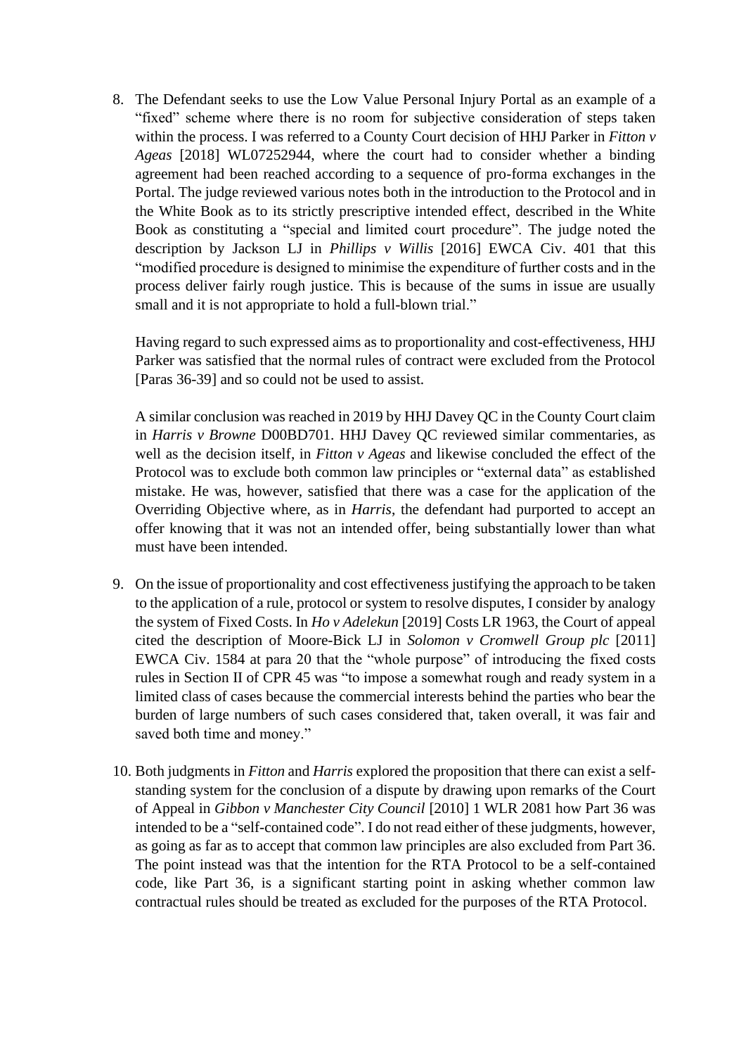8. The Defendant seeks to use the Low Value Personal Injury Portal as an example of a "fixed" scheme where there is no room for subjective consideration of steps taken within the process. I was referred to a County Court decision of HHJ Parker in *Fitton v Ageas* [2018] WL07252944, where the court had to consider whether a binding agreement had been reached according to a sequence of pro-forma exchanges in the Portal. The judge reviewed various notes both in the introduction to the Protocol and in the White Book as to its strictly prescriptive intended effect, described in the White Book as constituting a "special and limited court procedure". The judge noted the description by Jackson LJ in *Phillips v Willis* [2016] EWCA Civ. 401 that this "modified procedure is designed to minimise the expenditure of further costs and in the process deliver fairly rough justice. This is because of the sums in issue are usually small and it is not appropriate to hold a full-blown trial."

   Having regard to such expressed aims as to proportionality and cost-effectiveness, HHJ Parker was satisfied that the normal rules of contract were excluded from the Protocol [Paras 36-39] and so could not be used to assist.

   A similar conclusion was reached in 2019 by HHJ Davey QC in the County Court claim in *Harris v Browne* D00BD701. HHJ Davey QC reviewed similar commentaries, as well as the decision itself, in *Fitton v Ageas* and likewise concluded the effect of the Protocol was to exclude both common law principles or "external data" as established mistake. He was, however, satisfied that there was a case for the application of the Overriding Objective where, as in *Harris*, the defendant had purported to accept an offer knowing that it was not an intended offer, being substantially lower than what must have been intended.

9. On the issue of proportionality and cost effectiveness justifying the approach to be taken to the application of a rule, protocol or system to resolve disputes, I consider by analogy the system of Fixed Costs. In *Ho v Adelekun* [2019] Costs LR 1963, the Court of appeal cited the description of Moore-Bick LJ in *Solomon v Cromwell Group plc* [2011] EWCA Civ. 1584 at para 20 that the "whole purpose" of introducing the fixed costs rules in Section II of CPR 45 was "to impose a somewhat rough and ready system in a limited class of cases because the commercial interests behind the parties who bear the burden of large numbers of such cases considered that, taken overall, it was fair and saved both time and money."

10. Both judgments in *Fitton* and *Harris* explored the proposition that there can exist a self-standing system for the conclusion of a dispute by drawing upon remarks of the Court of Appeal in *Gibbon v Manchester City Council* [2010] 1 WLR 2081 how Part 36 was intended to be a "self-contained code". I do not read either of these judgments, however, as going as far as to accept that common law principles are also excluded from Part 36. The point instead was that the intention for the RTA Protocol to be a self-contained code, like Part 36, is a significant starting point in asking whether common law contractual rules should be treated as excluded for the purposes of the RTA Protocol.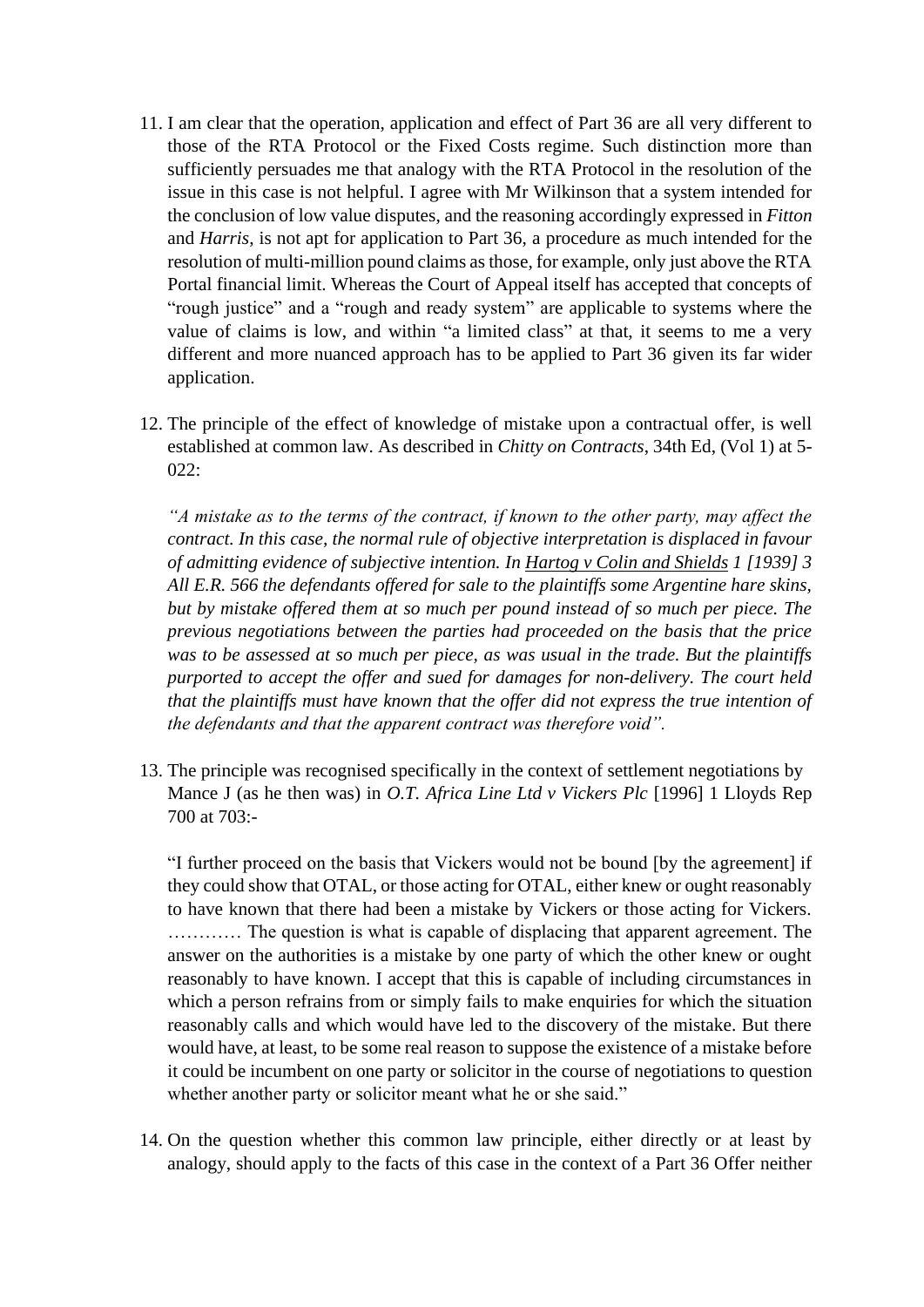11. I am clear that the operation, application and effect of Part 36 are all very different to those of the RTA Protocol or the Fixed Costs regime. Such distinction more than sufficiently persuades me that analogy with the RTA Protocol in the resolution of the issue in this case is not helpful. I agree with Mr Wilkinson that a system intended for the conclusion of low value disputes, and the reasoning accordingly expressed in *Fitton* and *Harris*, is not apt for application to Part 36, a procedure as much intended for the resolution of multi-million pound claims as those, for example, only just above the RTA Portal financial limit. Whereas the Court of Appeal itself has accepted that concepts of "rough justice" and a "rough and ready system" are applicable to systems where the value of claims is low, and within "a limited class" at that, it seems to me a very different and more nuanced approach has to be applied to Part 36 given its far wider application.

12. The principle of the effect of knowledge of mistake upon a contractual offer, is well established at common law. As described in *Chitty on Contracts*, 34th Ed, (Vol 1) at 5-022:

    *"A mistake as to the terms of the contract, if known to the other party, may affect the contract. In this case, the normal rule of objective interpretation is displaced in favour of admitting evidence of subjective intention. In Hartog v Colin and Shields 1 [1939] 3 All E.R. 566 the defendants offered for sale to the plaintiffs some Argentine hare skins, but by mistake offered them at so much per pound instead of so much per piece. The previous negotiations between the parties had proceeded on the basis that the price was to be assessed at so much per piece, as was usual in the trade. But the plaintiffs purported to accept the offer and sued for damages for non-delivery. The court held that the plaintiffs must have known that the offer did not express the true intention of the defendants and that the apparent contract was therefore void".*

13. The principle was recognised specifically in the context of settlement negotiations by Mance J (as he then was) in *O.T. Africa Line Ltd v Vickers Plc* [1996] 1 Lloyds Rep 700 at 703:-

    "I further proceed on the basis that Vickers would not be bound [by the agreement] if they could show that OTAL, or those acting for OTAL, either knew or ought reasonably to have known that there had been a mistake by Vickers or those acting for Vickers. ………… The question is what is capable of displacing that apparent agreement. The answer on the authorities is a mistake by one party of which the other knew or ought reasonably to have known. I accept that this is capable of including circumstances in which a person refrains from or simply fails to make enquiries for which the situation reasonably calls and which would have led to the discovery of the mistake. But there would have, at least, to be some real reason to suppose the existence of a mistake before it could be incumbent on one party or solicitor in the course of negotiations to question whether another party or solicitor meant what he or she said."

14. On the question whether this common law principle, either directly or at least by analogy, should apply to the facts of this case in the context of a Part 36 Offer neither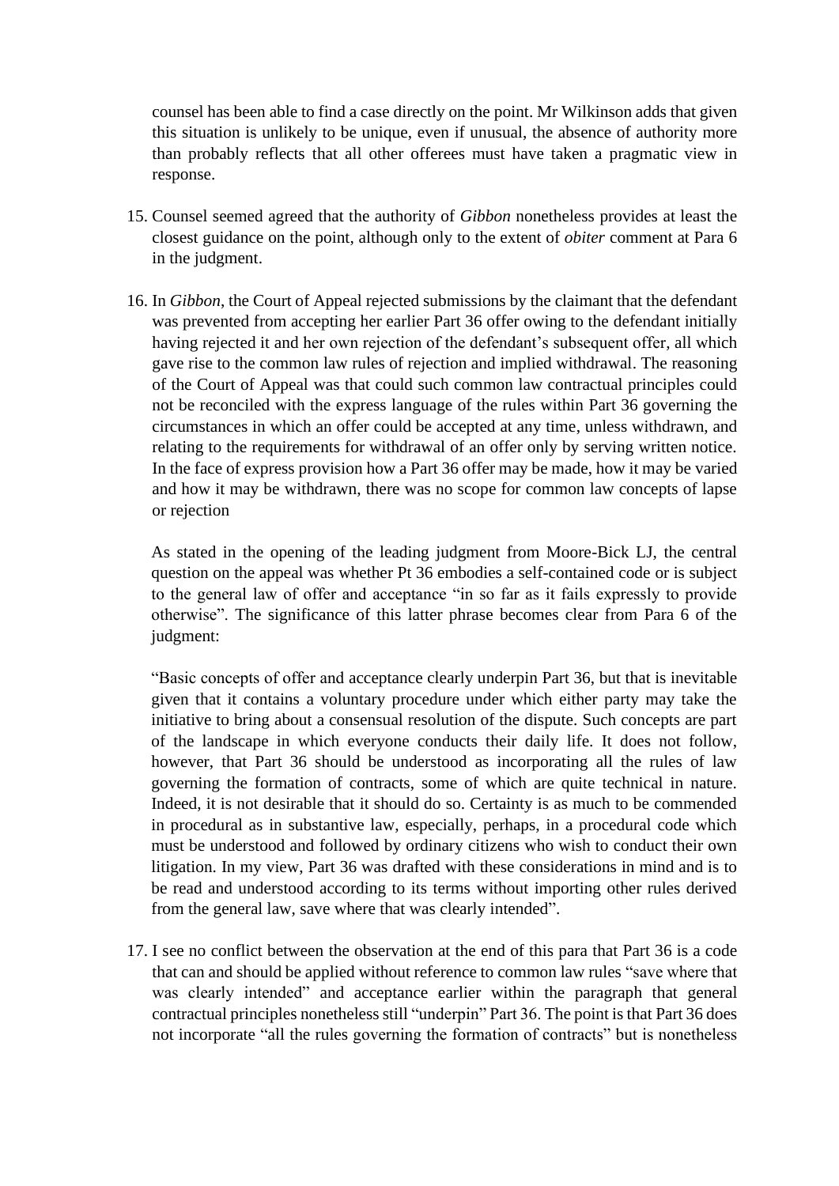counsel has been able to find a case directly on the point. Mr Wilkinson adds that given this situation is unlikely to be unique, even if unusual, the absence of authority more than probably reflects that all other offerees must have taken a pragmatic view in response.

15. Counsel seemed agreed that the authority of *Gibbon* nonetheless provides at least the closest guidance on the point, although only to the extent of *obiter* comment at Para 6 in the judgment.

16. In *Gibbon*, the Court of Appeal rejected submissions by the claimant that the defendant was prevented from accepting her earlier Part 36 offer owing to the defendant initially having rejected it and her own rejection of the defendant's subsequent offer, all which gave rise to the common law rules of rejection and implied withdrawal. The reasoning of the Court of Appeal was that could such common law contractual principles could not be reconciled with the express language of the rules within Part 36 governing the circumstances in which an offer could be accepted at any time, unless withdrawn, and relating to the requirements for withdrawal of an offer only by serving written notice. In the face of express provision how a Part 36 offer may be made, how it may be varied and how it may be withdrawn, there was no scope for common law concepts of lapse or rejection

    As stated in the opening of the leading judgment from Moore-Bick LJ, the central question on the appeal was whether Pt 36 embodies a self-contained code or is subject to the general law of offer and acceptance "in so far as it fails expressly to provide otherwise". The significance of this latter phrase becomes clear from Para 6 of the judgment:

    "Basic concepts of offer and acceptance clearly underpin Part 36, but that is inevitable given that it contains a voluntary procedure under which either party may take the initiative to bring about a consensual resolution of the dispute. Such concepts are part of the landscape in which everyone conducts their daily life. It does not follow, however, that Part 36 should be understood as incorporating all the rules of law governing the formation of contracts, some of which are quite technical in nature. Indeed, it is not desirable that it should do so. Certainty is as much to be commended in procedural as in substantive law, especially, perhaps, in a procedural code which must be understood and followed by ordinary citizens who wish to conduct their own litigation. In my view, Part 36 was drafted with these considerations in mind and is to be read and understood according to its terms without importing other rules derived from the general law, save where that was clearly intended".

17. I see no conflict between the observation at the end of this para that Part 36 is a code that can and should be applied without reference to common law rules "save where that was clearly intended" and acceptance earlier within the paragraph that general contractual principles nonetheless still "underpin" Part 36. The point is that Part 36 does not incorporate "all the rules governing the formation of contracts" but is nonetheless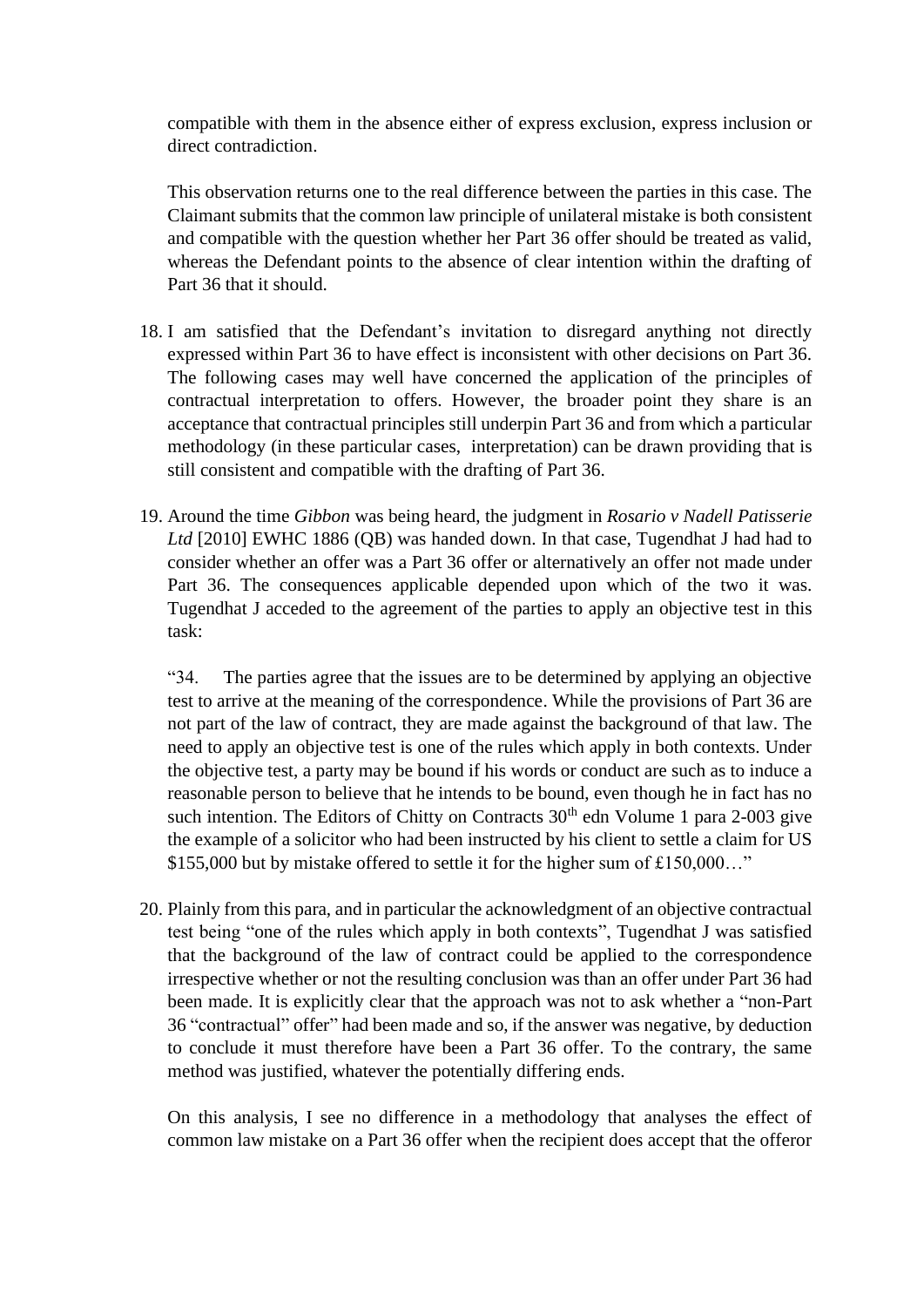compatible with them in the absence either of express exclusion, express inclusion or direct contradiction.

This observation returns one to the real difference between the parties in this case. The Claimant submits that the common law principle of unilateral mistake is both consistent and compatible with the question whether her Part 36 offer should be treated as valid, whereas the Defendant points to the absence of clear intention within the drafting of Part 36 that it should.

18. I am satisfied that the Defendant's invitation to disregard anything not directly expressed within Part 36 to have effect is inconsistent with other decisions on Part 36. The following cases may well have concerned the application of the principles of contractual interpretation to offers. However, the broader point they share is an acceptance that contractual principles still underpin Part 36 and from which a particular methodology (in these particular cases, interpretation) can be drawn providing that is still consistent and compatible with the drafting of Part 36.

19. Around the time *Gibbon* was being heard, the judgment in *Rosario v Nadell Patisserie Ltd* [2010] EWHC 1886 (QB) was handed down. In that case, Tugendhat J had had to consider whether an offer was a Part 36 offer or alternatively an offer not made under Part 36. The consequences applicable depended upon which of the two it was. Tugendhat J acceded to the agreement of the parties to apply an objective test in this task:

"34. The parties agree that the issues are to be determined by applying an objective test to arrive at the meaning of the correspondence. While the provisions of Part 36 are not part of the law of contract, they are made against the background of that law. The need to apply an objective test is one of the rules which apply in both contexts. Under the objective test, a party may be bound if his words or conduct are such as to induce a reasonable person to believe that he intends to be bound, even though he in fact has no such intention. The Editors of Chitty on Contracts 30th edn Volume 1 para 2-003 give the example of a solicitor who had been instructed by his client to settle a claim for US $155,000 but by mistake offered to settle it for the higher sum of £150,000…"

20. Plainly from this para, and in particular the acknowledgment of an objective contractual test being "one of the rules which apply in both contexts", Tugendhat J was satisfied that the background of the law of contract could be applied to the correspondence irrespective whether or not the resulting conclusion was than an offer under Part 36 had been made. It is explicitly clear that the approach was not to ask whether a "non-Part 36 "contractual" offer" had been made and so, if the answer was negative, by deduction to conclude it must therefore have been a Part 36 offer. To the contrary, the same method was justified, whatever the potentially differing ends.

On this analysis, I see no difference in a methodology that analyses the effect of common law mistake on a Part 36 offer when the recipient does accept that the offeror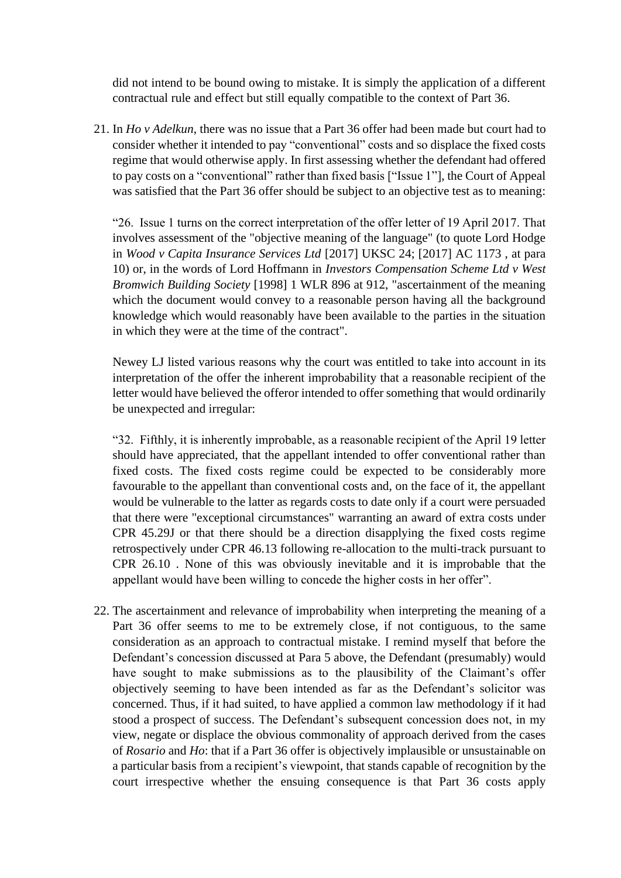did not intend to be bound owing to mistake. It is simply the application of a different contractual rule and effect but still equally compatible to the context of Part 36.

21. In *Ho v Adelkun*, there was no issue that a Part 36 offer had been made but court had to consider whether it intended to pay "conventional" costs and so displace the fixed costs regime that would otherwise apply. In first assessing whether the defendant had offered to pay costs on a "conventional" rather than fixed basis ["Issue 1"], the Court of Appeal was satisfied that the Part 36 offer should be subject to an objective test as to meaning:

   "26. Issue 1 turns on the correct interpretation of the offer letter of 19 April 2017. That involves assessment of the "objective meaning of the language" (to quote Lord Hodge in *Wood v Capita Insurance Services Ltd* [2017] UKSC 24; [2017] AC 1173 , at para 10) or, in the words of Lord Hoffmann in *Investors Compensation Scheme Ltd v West Bromwich Building Society* [1998] 1 WLR 896 at 912, "ascertainment of the meaning which the document would convey to a reasonable person having all the background knowledge which would reasonably have been available to the parties in the situation in which they were at the time of the contract".

   Newey LJ listed various reasons why the court was entitled to take into account in its interpretation of the offer the inherent improbability that a reasonable recipient of the letter would have believed the offeror intended to offer something that would ordinarily be unexpected and irregular:

   "32. Fifthly, it is inherently improbable, as a reasonable recipient of the April 19 letter should have appreciated, that the appellant intended to offer conventional rather than fixed costs. The fixed costs regime could be expected to be considerably more favourable to the appellant than conventional costs and, on the face of it, the appellant would be vulnerable to the latter as regards costs to date only if a court were persuaded that there were "exceptional circumstances" warranting an award of extra costs under CPR 45.29J or that there should be a direction disapplying the fixed costs regime retrospectively under CPR 46.13 following re-allocation to the multi-track pursuant to CPR 26.10 . None of this was obviously inevitable and it is improbable that the appellant would have been willing to concede the higher costs in her offer".

22. The ascertainment and relevance of improbability when interpreting the meaning of a Part 36 offer seems to me to be extremely close, if not contiguous, to the same consideration as an approach to contractual mistake. I remind myself that before the Defendant's concession discussed at Para 5 above, the Defendant (presumably) would have sought to make submissions as to the plausibility of the Claimant's offer objectively seeming to have been intended as far as the Defendant's solicitor was concerned. Thus, if it had suited, to have applied a common law methodology if it had stood a prospect of success. The Defendant's subsequent concession does not, in my view, negate or displace the obvious commonality of approach derived from the cases of *Rosario* and *Ho*: that if a Part 36 offer is objectively implausible or unsustainable on a particular basis from a recipient's viewpoint, that stands capable of recognition by the court irrespective whether the ensuing consequence is that Part 36 costs apply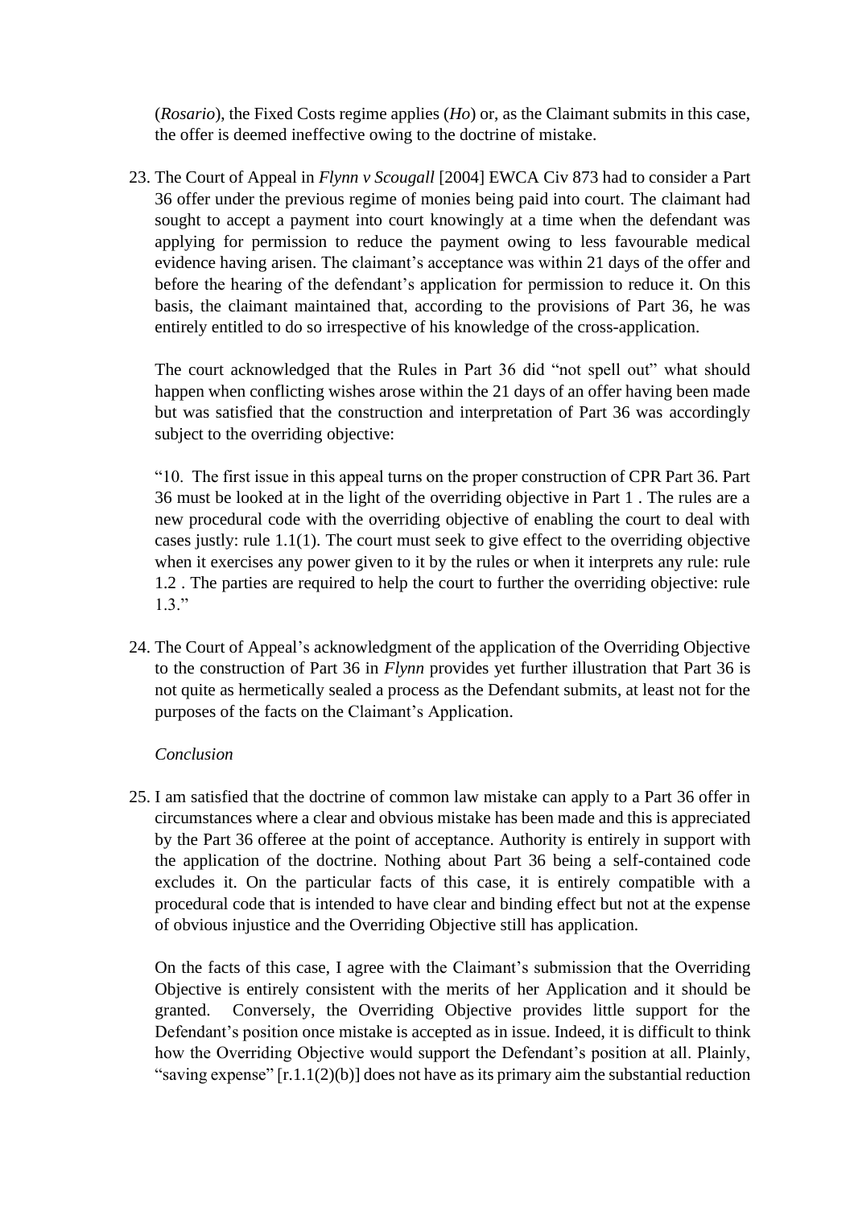(*Rosario*), the Fixed Costs regime applies (*Ho*) or, as the Claimant submits in this case, the offer is deemed ineffective owing to the doctrine of mistake.

23. The Court of Appeal in *Flynn v Scougall* [2004] EWCA Civ 873 had to consider a Part 36 offer under the previous regime of monies being paid into court. The claimant had sought to accept a payment into court knowingly at a time when the defendant was applying for permission to reduce the payment owing to less favourable medical evidence having arisen. The claimant's acceptance was within 21 days of the offer and before the hearing of the defendant's application for permission to reduce it. On this basis, the claimant maintained that, according to the provisions of Part 36, he was entirely entitled to do so irrespective of his knowledge of the cross-application.

    The court acknowledged that the Rules in Part 36 did "not spell out" what should happen when conflicting wishes arose within the 21 days of an offer having been made but was satisfied that the construction and interpretation of Part 36 was accordingly subject to the overriding objective:

    "10. The first issue in this appeal turns on the proper construction of CPR Part 36. Part 36 must be looked at in the light of the overriding objective in Part 1 . The rules are a new procedural code with the overriding objective of enabling the court to deal with cases justly: rule 1.1(1). The court must seek to give effect to the overriding objective when it exercises any power given to it by the rules or when it interprets any rule: rule 1.2 . The parties are required to help the court to further the overriding objective: rule 1.3."

24. The Court of Appeal's acknowledgment of the application of the Overriding Objective to the construction of Part 36 in *Flynn* provides yet further illustration that Part 36 is not quite as hermetically sealed a process as the Defendant submits, at least not for the purposes of the facts on the Claimant's Application.

    *Conclusion*

25. I am satisfied that the doctrine of common law mistake can apply to a Part 36 offer in circumstances where a clear and obvious mistake has been made and this is appreciated by the Part 36 offeree at the point of acceptance. Authority is entirely in support with the application of the doctrine. Nothing about Part 36 being a self-contained code excludes it. On the particular facts of this case, it is entirely compatible with a procedural code that is intended to have clear and binding effect but not at the expense of obvious injustice and the Overriding Objective still has application.

    On the facts of this case, I agree with the Claimant's submission that the Overriding Objective is entirely consistent with the merits of her Application and it should be granted. Conversely, the Overriding Objective provides little support for the Defendant's position once mistake is accepted as in issue. Indeed, it is difficult to think how the Overriding Objective would support the Defendant's position at all. Plainly, "saving expense" [r.1.1(2)(b)] does not have as its primary aim the substantial reduction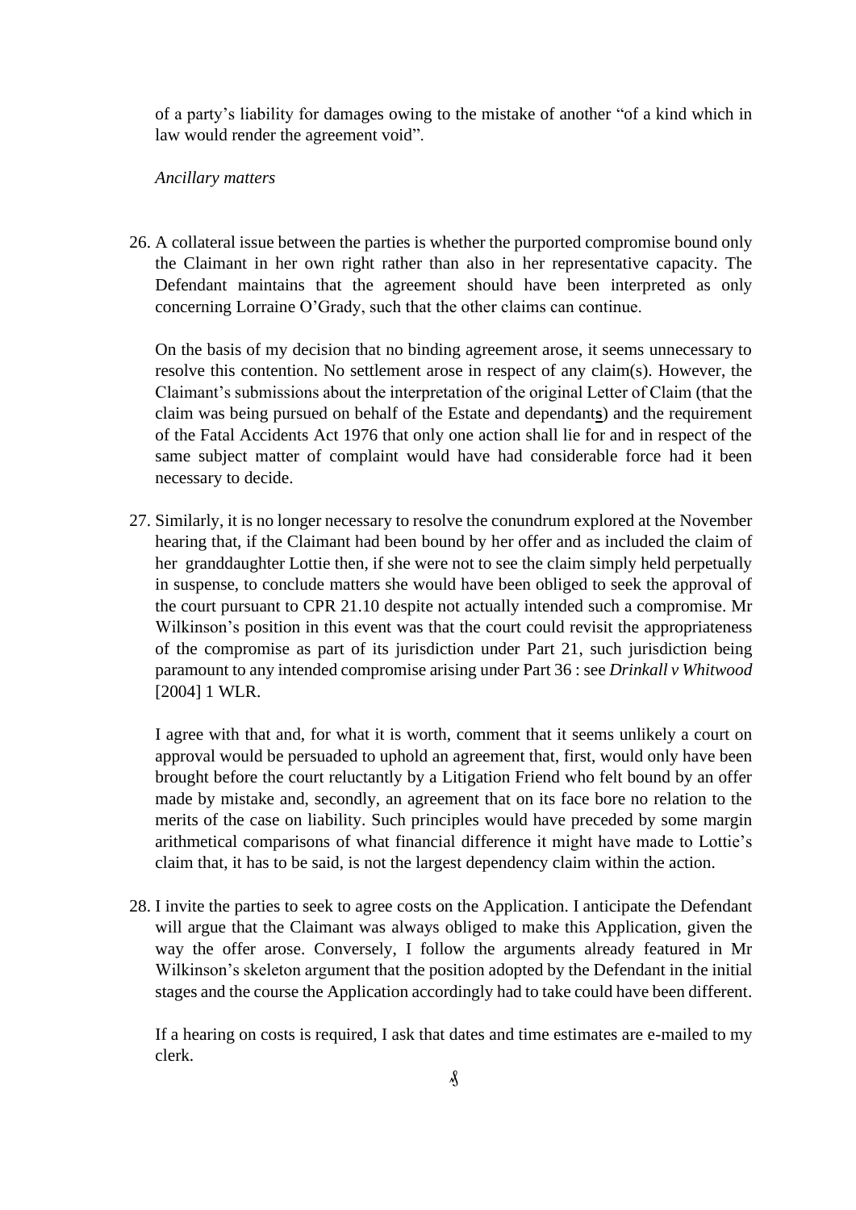of a party's liability for damages owing to the mistake of another "of a kind which in law would render the agreement void".

*Ancillary matters*

26. A collateral issue between the parties is whether the purported compromise bound only the Claimant in her own right rather than also in her representative capacity. The Defendant maintains that the agreement should have been interpreted as only concerning Lorraine O'Grady, such that the other claims can continue.

    On the basis of my decision that no binding agreement arose, it seems unnecessary to resolve this contention. No settlement arose in respect of any claim(s). However, the Claimant's submissions about the interpretation of the original Letter of Claim (that the claim was being pursued on behalf of the Estate and dependant**s**) and the requirement of the Fatal Accidents Act 1976 that only one action shall lie for and in respect of the same subject matter of complaint would have had considerable force had it been necessary to decide.

27. Similarly, it is no longer necessary to resolve the conundrum explored at the November hearing that, if the Claimant had been bound by her offer and as included the claim of her granddaughter Lottie then, if she were not to see the claim simply held perpetually in suspense, to conclude matters she would have been obliged to seek the approval of the court pursuant to CPR 21.10 despite not actually intended such a compromise. Mr Wilkinson's position in this event was that the court could revisit the appropriateness of the compromise as part of its jurisdiction under Part 21, such jurisdiction being paramount to any intended compromise arising under Part 36 : see *Drinkall v Whitwood* [2004] 1 WLR.

    I agree with that and, for what it is worth, comment that it seems unlikely a court on approval would be persuaded to uphold an agreement that, first, would only have been brought before the court reluctantly by a Litigation Friend who felt bound by an offer made by mistake and, secondly, an agreement that on its face bore no relation to the merits of the case on liability. Such principles would have preceded by some margin arithmetical comparisons of what financial difference it might have made to Lottie's claim that, it has to be said, is not the largest dependency claim within the action.

28. I invite the parties to seek to agree costs on the Application. I anticipate the Defendant will argue that the Claimant was always obliged to make this Application, given the way the offer arose. Conversely, I follow the arguments already featured in Mr Wilkinson's skeleton argument that the position adopted by the Defendant in the initial stages and the course the Application accordingly had to take could have been different.

    If a hearing on costs is required, I ask that dates and time estimates are e-mailed to my clerk.